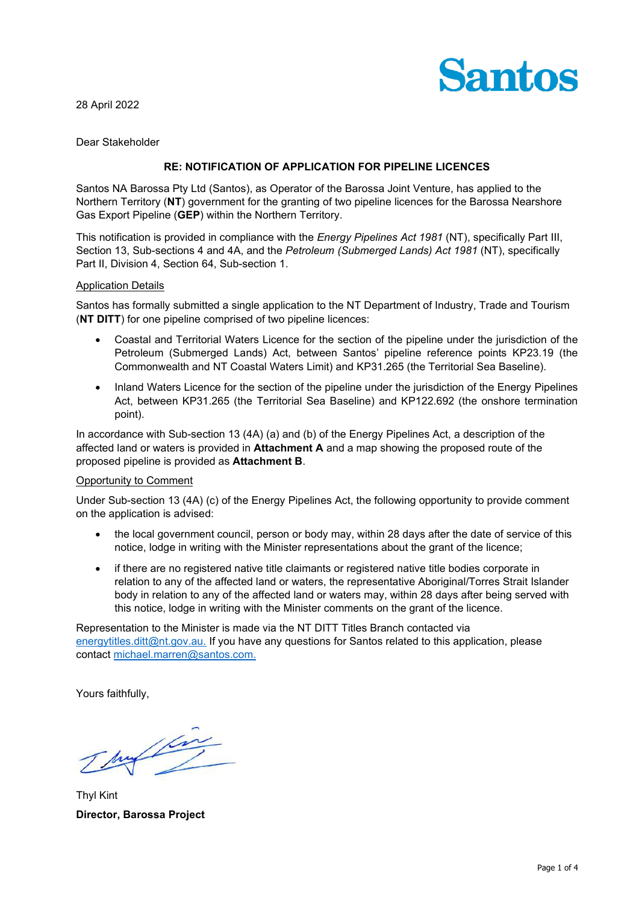Santos

28 April 2022

Dear Stakeholder

**RE: NOTIFICATION OF APPLICATION FOR PIPELINE LICENCES**

Santos NA Barossa Pty Ltd (Santos), as Operator of the Barossa Joint Venture, has applied to the Northern Territory (**NT**) government for the granting of two pipeline licences for the Barossa Nearshore Gas Export Pipeline (**GEP**) within the Northern Territory.

This notification is provided in compliance with the *Energy Pipelines Act 1981* (NT), specifically Part III, Section 13, Sub-sections 4 and 4A, and the *Petroleum (Submerged Lands) Act 1981* (NT), specifically Part II, Division 4, Section 64, Sub-section 1.

Application Details

Santos has formally submitted a single application to the NT Department of Industry, Trade and Tourism (**NT DITT**) for one pipeline comprised of two pipeline licences:

- Coastal and Territorial Waters Licence for the section of the pipeline under the jurisdiction of the Petroleum (Submerged Lands) Act, between Santos' pipeline reference points KP23.19 (the Commonwealth and NT Coastal Waters Limit) and KP31.265 (the Territorial Sea Baseline).
- Inland Waters Licence for the section of the pipeline under the jurisdiction of the Energy Pipelines Act, between KP31.265 (the Territorial Sea Baseline) and KP122.692 (the onshore termination point).

In accordance with Sub-section 13 (4A) (a) and (b) of the Energy Pipelines Act, a description of the affected land or waters is provided in **Attachment A** and a map showing the proposed route of the proposed pipeline is provided as **Attachment B**.

Opportunity to Comment

Under Sub-section 13 (4A) (c) of the Energy Pipelines Act, the following opportunity to provide comment on the application is advised:

- the local government council, person or body may, within 28 days after the date of service of this notice, lodge in writing with the Minister representations about the grant of the licence;
- if there are no registered native title claimants or registered native title bodies corporate in relation to any of the affected land or waters, the representative Aboriginal/Torres Strait Islander body in relation to any of the affected land or waters may, within 28 days after being served with this notice, lodge in writing with the Minister comments on the grant of the licence.

Representation to the Minister is made via the NT DITT Titles Branch contacted via energytitles.ditt@nt.gov.au. If you have any questions for Santos related to this application, please contact michael.marren@santos.com.

Yours faithfully,

Thyl Kint

**Director, Barossa Project**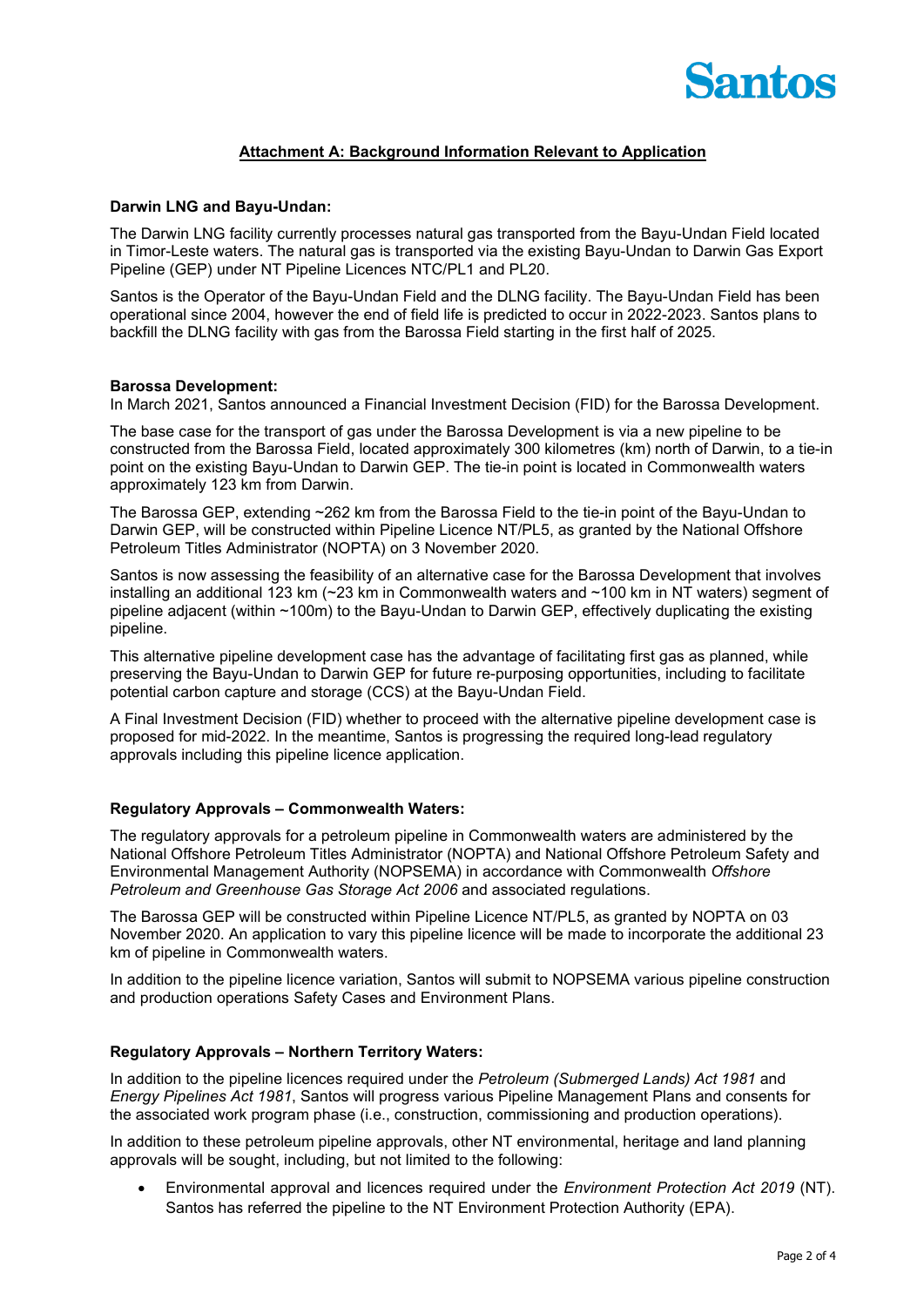## Attachment A: Background Information Relevant to Application

**Darwin LNG and Bayu-Undan:**

The Darwin LNG facility currently processes natural gas transported from the Bayu-Undan Field located in Timor-Leste waters. The natural gas is transported via the existing Bayu-Undan to Darwin Gas Export Pipeline (GEP) under NT Pipeline Licences NTC/PL1 and PL20.

Santos is the Operator of the Bayu-Undan Field and the DLNG facility. The Bayu-Undan Field has been operational since 2004, however the end of field life is predicted to occur in 2022-2023. Santos plans to backfill the DLNG facility with gas from the Barossa Field starting in the first half of 2025.

**Barossa Development:**

In March 2021, Santos announced a Financial Investment Decision (FID) for the Barossa Development.

The base case for the transport of gas under the Barossa Development is via a new pipeline to be constructed from the Barossa Field, located approximately 300 kilometres (km) north of Darwin, to a tie-in point on the existing Bayu-Undan to Darwin GEP. The tie-in point is located in Commonwealth waters approximately 123 km from Darwin.

The Barossa GEP, extending ~262 km from the Barossa Field to the tie-in point of the Bayu-Undan to Darwin GEP, will be constructed within Pipeline Licence NT/PL5, as granted by the National Offshore Petroleum Titles Administrator (NOPTA) on 3 November 2020.

Santos is now assessing the feasibility of an alternative case for the Barossa Development that involves installing an additional 123 km (~23 km in Commonwealth waters and ~100 km in NT waters) segment of pipeline adjacent (within ~100m) to the Bayu-Undan to Darwin GEP, effectively duplicating the existing pipeline.

This alternative pipeline development case has the advantage of facilitating first gas as planned, while preserving the Bayu-Undan to Darwin GEP for future re-purposing opportunities, including to facilitate potential carbon capture and storage (CCS) at the Bayu-Undan Field.

A Final Investment Decision (FID) whether to proceed with the alternative pipeline development case is proposed for mid-2022. In the meantime, Santos is progressing the required long-lead regulatory approvals including this pipeline licence application.

**Regulatory Approvals – Commonwealth Waters:**

The regulatory approvals for a petroleum pipeline in Commonwealth waters are administered by the National Offshore Petroleum Titles Administrator (NOPTA) and National Offshore Petroleum Safety and Environmental Management Authority (NOPSEMA) in accordance with Commonwealth *Offshore Petroleum and Greenhouse Gas Storage Act 2006* and associated regulations.

The Barossa GEP will be constructed within Pipeline Licence NT/PL5, as granted by NOPTA on 03 November 2020. An application to vary this pipeline licence will be made to incorporate the additional 23 km of pipeline in Commonwealth waters.

In addition to the pipeline licence variation, Santos will submit to NOPSEMA various pipeline construction and production operations Safety Cases and Environment Plans.

**Regulatory Approvals – Northern Territory Waters:**

In addition to the pipeline licences required under the *Petroleum (Submerged Lands) Act 1981* and *Energy Pipelines Act 1981*, Santos will progress various Pipeline Management Plans and consents for the associated work program phase (i.e., construction, commissioning and production operations).

In addition to these petroleum pipeline approvals, other NT environmental, heritage and land planning approvals will be sought, including, but not limited to the following:

- Environmental approval and licences required under the *Environment Protection Act 2019* (NT). Santos has referred the pipeline to the NT Environment Protection Authority (EPA).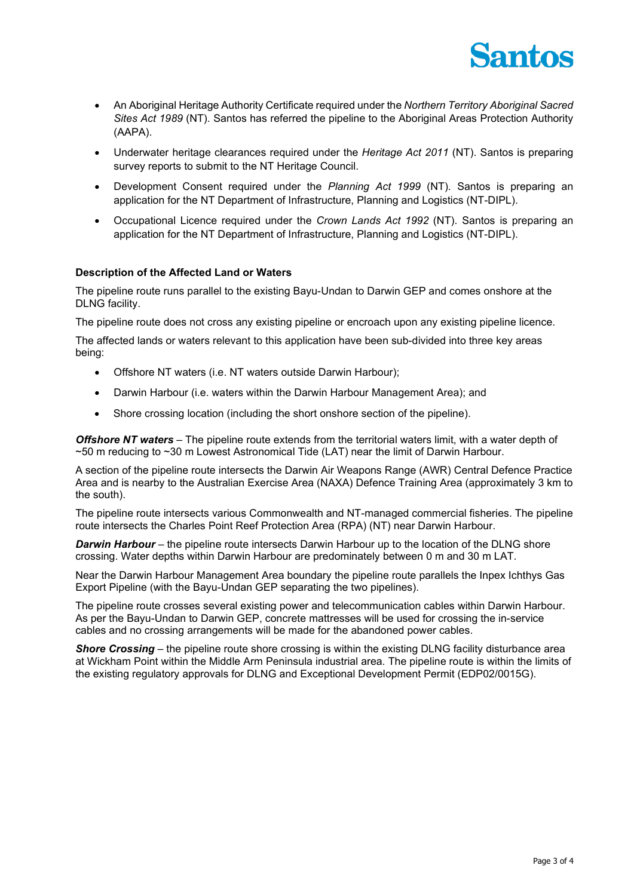- An Aboriginal Heritage Authority Certificate required under the *Northern Territory Aboriginal Sacred Sites Act 1989* (NT). Santos has referred the pipeline to the Aboriginal Areas Protection Authority (AAPA).
- Underwater heritage clearances required under the *Heritage Act 2011* (NT). Santos is preparing survey reports to submit to the NT Heritage Council.
- Development Consent required under the *Planning Act 1999* (NT). Santos is preparing an application for the NT Department of Infrastructure, Planning and Logistics (NT-DIPL).
- Occupational Licence required under the *Crown Lands Act 1992* (NT). Santos is preparing an application for the NT Department of Infrastructure, Planning and Logistics (NT-DIPL).

**Description of the Affected Land or Waters**

The pipeline route runs parallel to the existing Bayu-Undan to Darwin GEP and comes onshore at the DLNG facility.

The pipeline route does not cross any existing pipeline or encroach upon any existing pipeline licence.

The affected lands or waters relevant to this application have been sub-divided into three key areas being:

- Offshore NT waters (i.e. NT waters outside Darwin Harbour);
- Darwin Harbour (i.e. waters within the Darwin Harbour Management Area); and
- Shore crossing location (including the short onshore section of the pipeline).

***Offshore NT waters*** – The pipeline route extends from the territorial waters limit, with a water depth of ~50 m reducing to ~30 m Lowest Astronomical Tide (LAT) near the limit of Darwin Harbour.

A section of the pipeline route intersects the Darwin Air Weapons Range (AWR) Central Defence Practice Area and is nearby to the Australian Exercise Area (NAXA) Defence Training Area (approximately 3 km to the south).

The pipeline route intersects various Commonwealth and NT-managed commercial fisheries. The pipeline route intersects the Charles Point Reef Protection Area (RPA) (NT) near Darwin Harbour.

***Darwin Harbour*** – the pipeline route intersects Darwin Harbour up to the location of the DLNG shore crossing. Water depths within Darwin Harbour are predominately between 0 m and 30 m LAT.

Near the Darwin Harbour Management Area boundary the pipeline route parallels the Inpex Ichthys Gas Export Pipeline (with the Bayu-Undan GEP separating the two pipelines).

The pipeline route crosses several existing power and telecommunication cables within Darwin Harbour. As per the Bayu-Undan to Darwin GEP, concrete mattresses will be used for crossing the in-service cables and no crossing arrangements will be made for the abandoned power cables.

***Shore Crossing*** – the pipeline route shore crossing is within the existing DLNG facility disturbance area at Wickham Point within the Middle Arm Peninsula industrial area. The pipeline route is within the limits of the existing regulatory approvals for DLNG and Exceptional Development Permit (EDP02/0015G).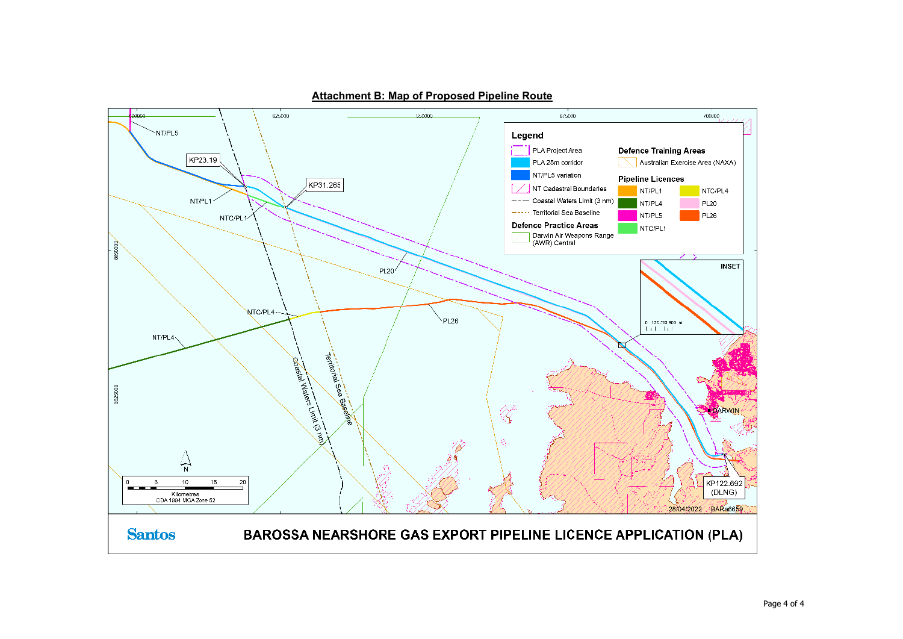## Attachment B: Map of Proposed Pipeline Route

600000
625000
650000
675000
700000
8650000
8625000

NT/PL5
KP23.19
KP31.265
NT/PL1
NTC/PL1
PL20
NTC/PL4
PL26
NT/PL4
Coastal Waters Limit (3 nm)
Territorial Sea Baseline
DARWIN
KP122.692 (DLNG)
INSET
0 100 200 300 m

**Legend**

- PLA Project Area
- PLA 25m corridor
- NT/PL5 variation
- NT Cadastral Boundaries
- Coastal Waters Limit (3 nm)
- Territorial Sea Baseline

**Defence Practice Areas**

- Darwin Air Weapons Range (AWR) Central

**Defence Training Areas**

- Australian Exercise Area (NAXA)

**Pipeline Licences**

- NT/PL1
- NT/PL4
- NT/PL5
- NTC/PL1
- NTC/PL4
- PL20
- PL26

N

0 5 10 15 20
Kilometres
GDA 1994 MGA Zone 52

28/04/2022 BARa6659

Santos

**BAROSSA NEARSHORE GAS EXPORT PIPELINE LICENCE APPLICATION (PLA)**